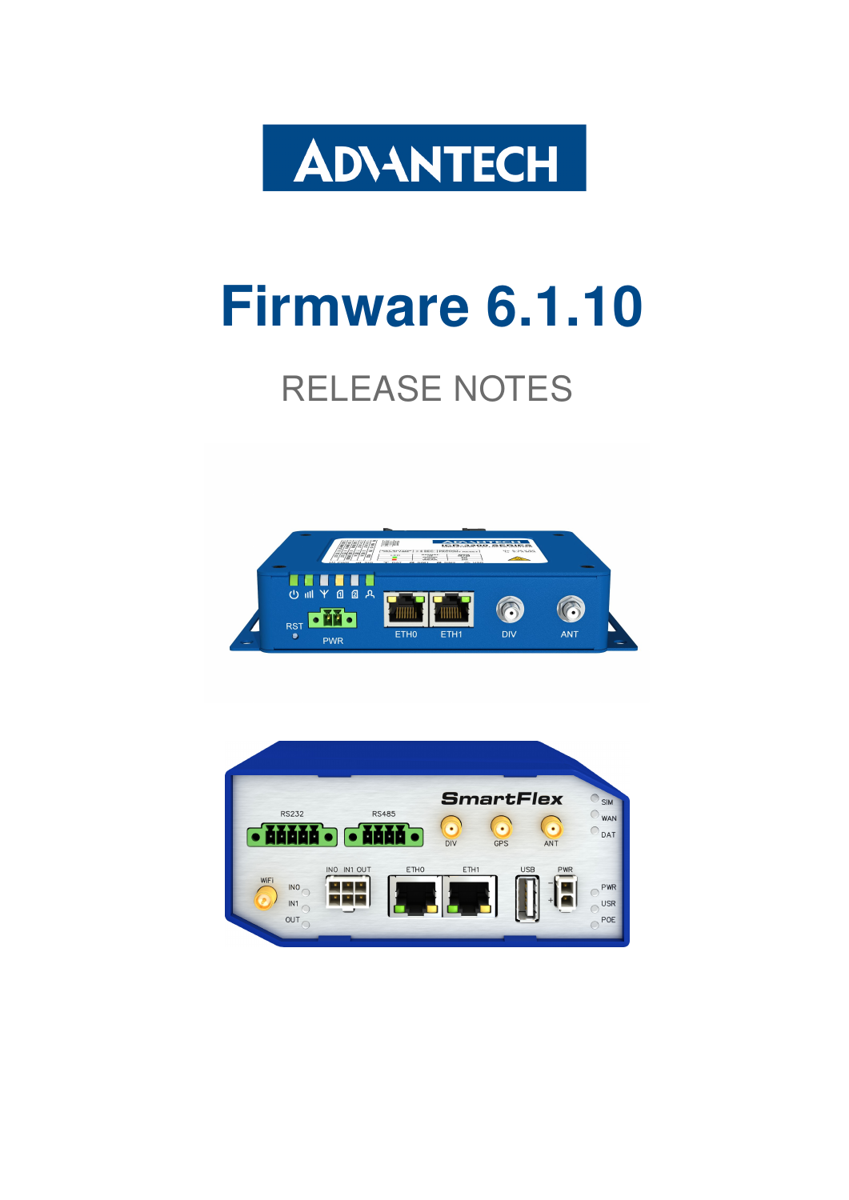# Firmware 6.1.10

## RELEASE NOTES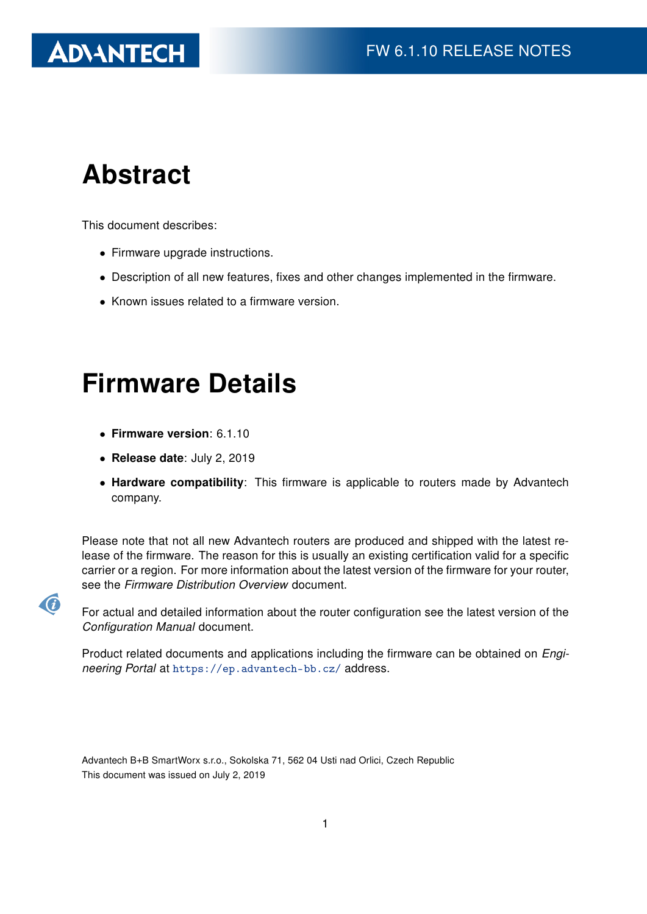# Abstract

This document describes:

- Firmware upgrade instructions.
- Description of all new features, fixes and other changes implemented in the firmware.
- Known issues related to a firmware version.

# Firmware Details

- **Firmware version**: 6.1.10
- **Release date**: July 2, 2019
- **Hardware compatibility**: This firmware is applicable to routers made by Advantech company.

Please note that not all new Advantech routers are produced and shipped with the latest release of the firmware. The reason for this is usually an existing certification valid for a specific carrier or a region. For more information about the latest version of the firmware for your router, see the *Firmware Distribution Overview* document.

For actual and detailed information about the router configuration see the latest version of the *Configuration Manual* document.

Product related documents and applications including the firmware can be obtained on *Engineering Portal* at `https://ep.advantech-bb.cz/` address.

Advantech B+B SmartWorx s.r.o., Sokolska 71, 562 04 Usti nad Orlici, Czech Republic
This document was issued on July 2, 2019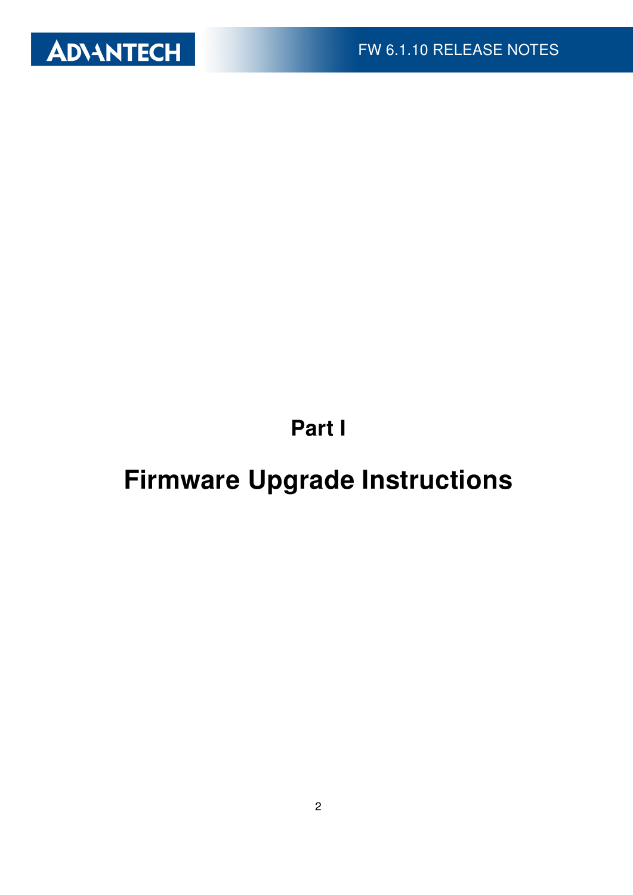# Part I

# Firmware Upgrade Instructions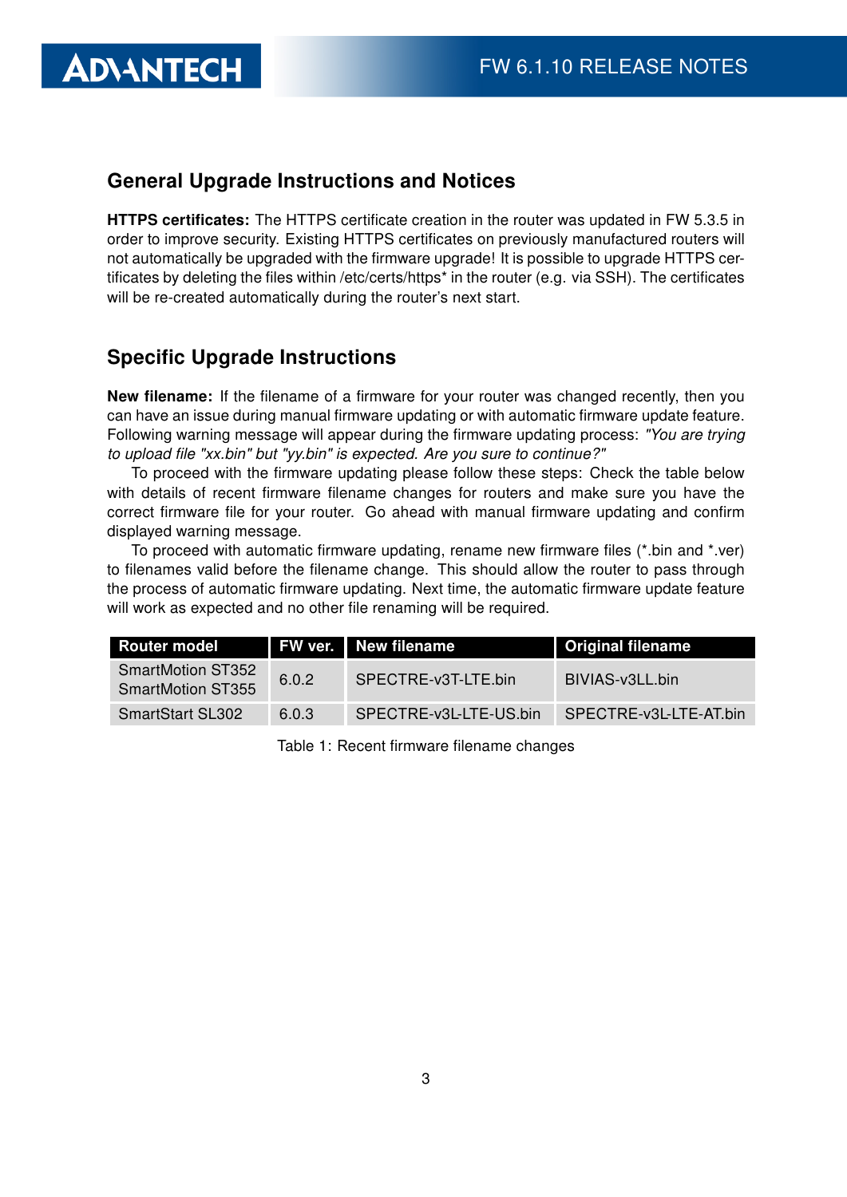## General Upgrade Instructions and Notices

**HTTPS certificates:** The HTTPS certificate creation in the router was updated in FW 5.3.5 in order to improve security. Existing HTTPS certificates on previously manufactured routers will not automatically be upgraded with the firmware upgrade! It is possible to upgrade HTTPS certificates by deleting the files within /etc/certs/https* in the router (e.g. via SSH). The certificates will be re-created automatically during the router's next start.

## Specific Upgrade Instructions

**New filename:** If the filename of a firmware for your router was changed recently, then you can have an issue during manual firmware updating or with automatic firmware update feature. Following warning message will appear during the firmware updating process: *"You are trying to upload file "xx.bin" but "yy.bin" is expected. Are you sure to continue?"*

To proceed with the firmware updating please follow these steps: Check the table below with details of recent firmware filename changes for routers and make sure you have the correct firmware file for your router. Go ahead with manual firmware updating and confirm displayed warning message.

To proceed with automatic firmware updating, rename new firmware files (*.bin and *.ver) to filenames valid before the filename change. This should allow the router to pass through the process of automatic firmware updating. Next time, the automatic firmware update feature will work as expected and no other file renaming will be required.

| Router model | FW ver. | New filename | Original filename |
|---|---|---|---|
| SmartMotion ST352<br>SmartMotion ST355 | 6.0.2 | SPECTRE-v3T-LTE.bin | BIVIAS-v3LL.bin |
| SmartStart SL302 | 6.0.3 | SPECTRE-v3L-LTE-US.bin | SPECTRE-v3L-LTE-AT.bin |

Table 1: Recent firmware filename changes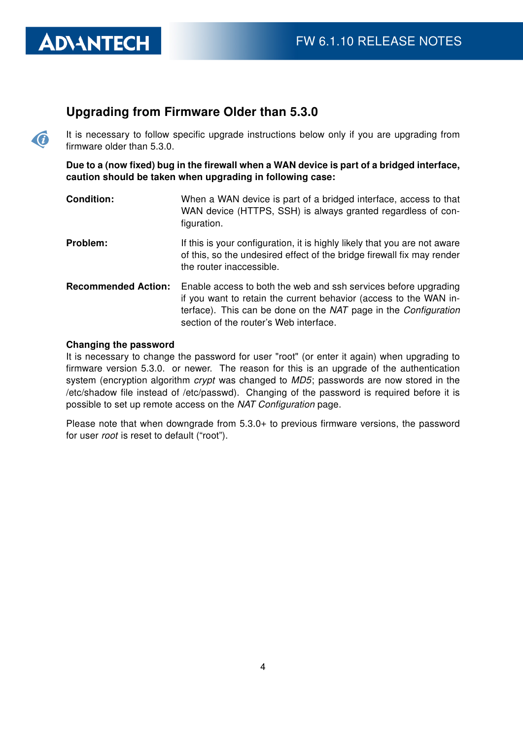## Upgrading from Firmware Older than 5.3.0

It is necessary to follow specific upgrade instructions below only if you are upgrading from firmware older than 5.3.0.

**Due to a (now fixed) bug in the firewall when a WAN device is part of a bridged interface, caution should be taken when upgrading in following case:**

**Condition:** When a WAN device is part of a bridged interface, access to that WAN device (HTTPS, SSH) is always granted regardless of configuration.

**Problem:** If this is your configuration, it is highly likely that you are not aware of this, so the undesired effect of the bridge firewall fix may render the router inaccessible.

**Recommended Action:** Enable access to both the web and ssh services before upgrading if you want to retain the current behavior (access to the WAN interface). This can be done on the *NAT* page in the *Configuration* section of the router's Web interface.

**Changing the password**

It is necessary to change the password for user "root" (or enter it again) when upgrading to firmware version 5.3.0. or newer. The reason for this is an upgrade of the authentication system (encryption algorithm *crypt* was changed to *MD5*; passwords are now stored in the /etc/shadow file instead of /etc/passwd). Changing of the password is required before it is possible to set up remote access on the *NAT Configuration* page.

Please note that when downgrade from 5.3.0+ to previous firmware versions, the password for user *root* is reset to default ("root").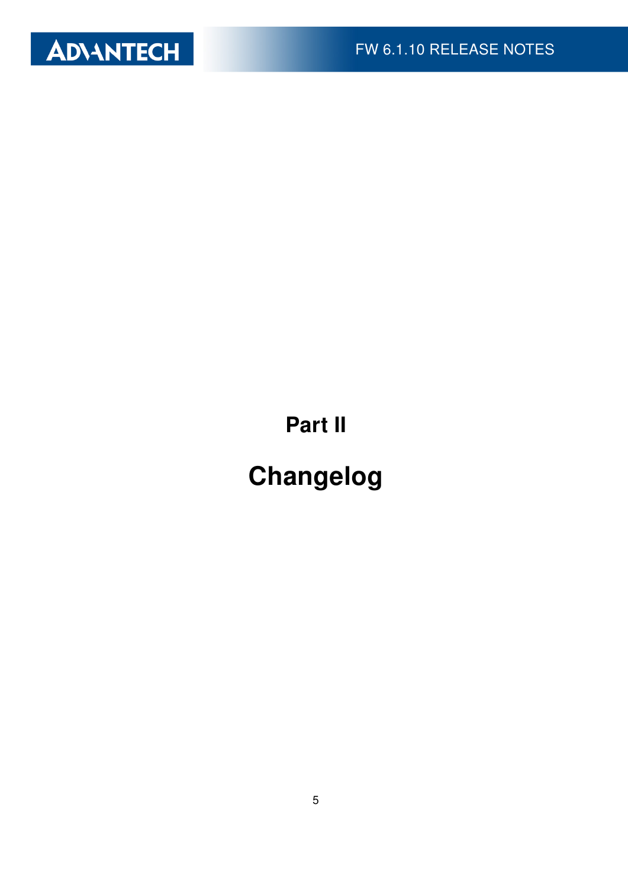# Part II

# Changelog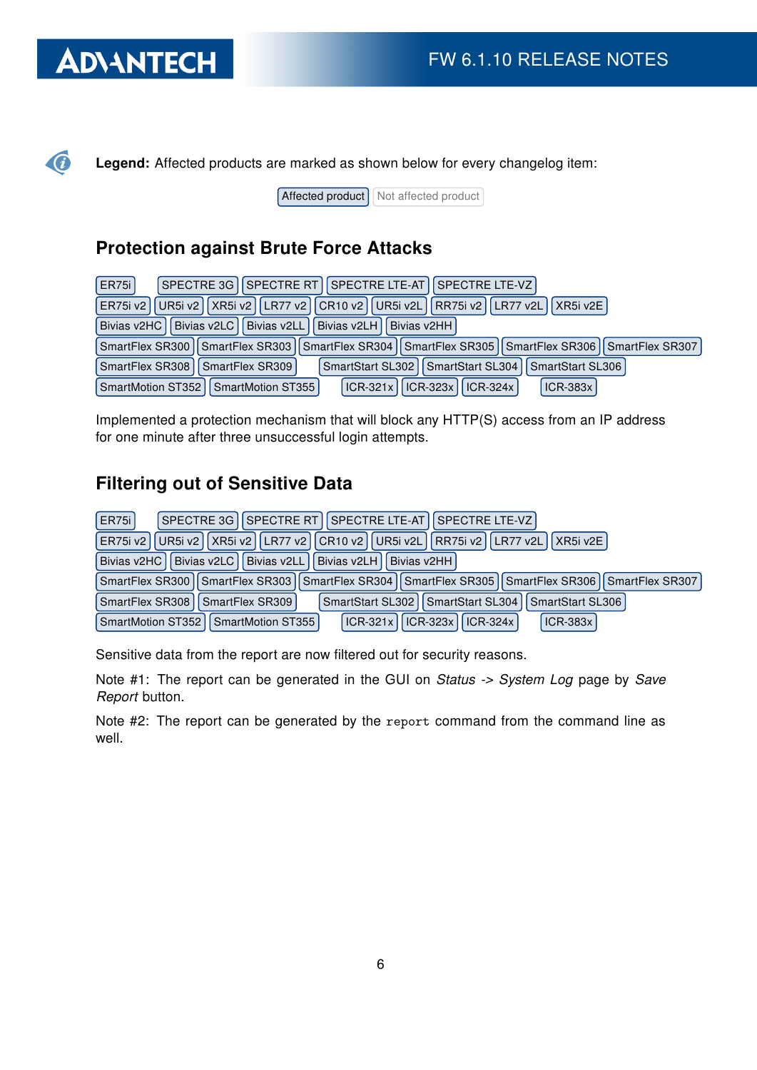**Legend:** Affected products are marked as shown below for every changelog item:

Affected product | Not affected product

## Protection against Brute Force Attacks

ER75i | SPECTRE 3G | SPECTRE RT | SPECTRE LTE-AT | SPECTRE LTE-VZ
ER75i v2 | UR5i v2 | XR5i v2 | LR77 v2 | CR10 v2 | UR5i v2L | RR75i v2 | LR77 v2L | XR5i v2E
Bivias v2HC | Bivias v2LC | Bivias v2LL | Bivias v2LH | Bivias v2HH
SmartFlex SR300 | SmartFlex SR303 | SmartFlex SR304 | SmartFlex SR305 | SmartFlex SR306 | SmartFlex SR307
SmartFlex SR308 | SmartFlex SR309 | SmartStart SL302 | SmartStart SL304 | SmartStart SL306
SmartMotion ST352 | SmartMotion ST355 | ICR-321x | ICR-323x | ICR-324x | ICR-383x

Implemented a protection mechanism that will block any HTTP(S) access from an IP address for one minute after three unsuccessful login attempts.

## Filtering out of Sensitive Data

ER75i | SPECTRE 3G | SPECTRE RT | SPECTRE LTE-AT | SPECTRE LTE-VZ
ER75i v2 | UR5i v2 | XR5i v2 | LR77 v2 | CR10 v2 | UR5i v2L | RR75i v2 | LR77 v2L | XR5i v2E
Bivias v2HC | Bivias v2LC | Bivias v2LL | Bivias v2LH | Bivias v2HH
SmartFlex SR300 | SmartFlex SR303 | SmartFlex SR304 | SmartFlex SR305 | SmartFlex SR306 | SmartFlex SR307
SmartFlex SR308 | SmartFlex SR309 | SmartStart SL302 | SmartStart SL304 | SmartStart SL306
SmartMotion ST352 | SmartMotion ST355 | ICR-321x | ICR-323x | ICR-324x | ICR-383x

Sensitive data from the report are now filtered out for security reasons.

Note #1: The report can be generated in the GUI on *Status -> System Log* page by *Save Report* button.

Note #2: The report can be generated by the `report` command from the command line as well.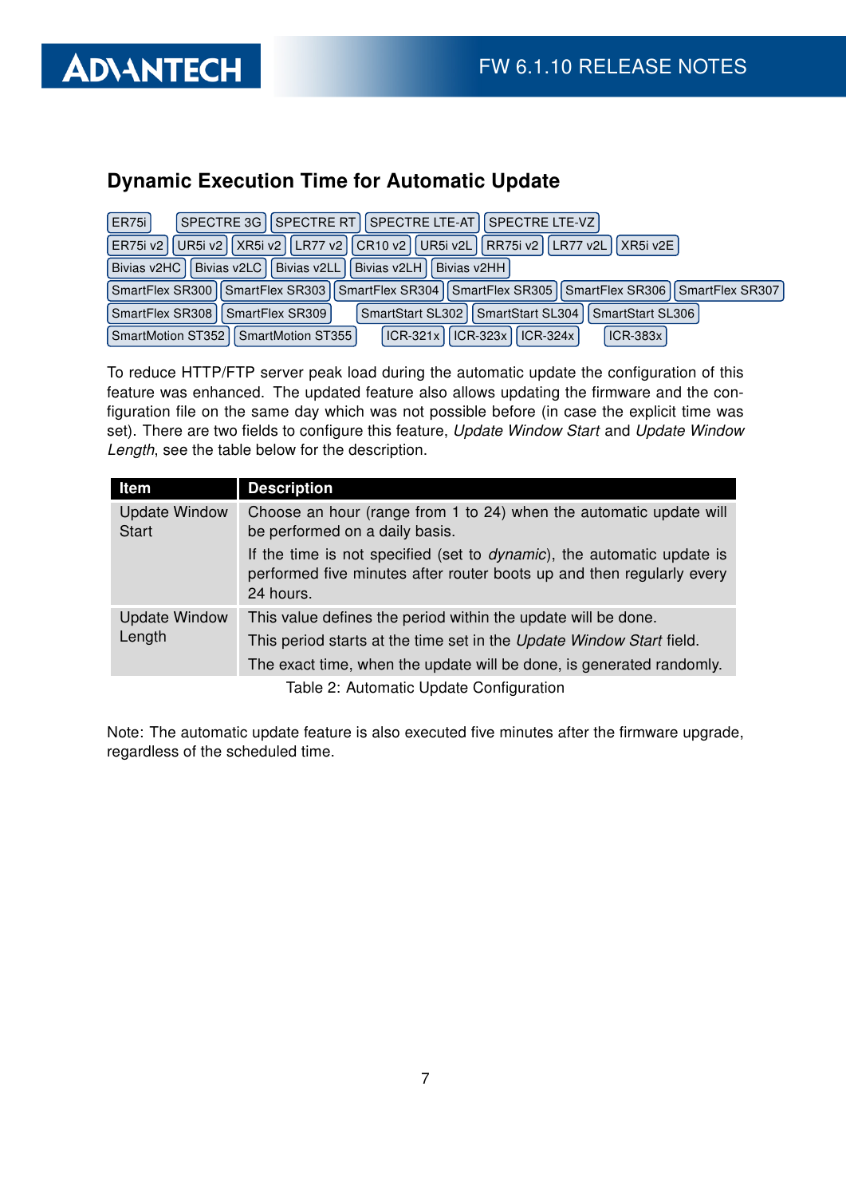## Dynamic Execution Time for Automatic Update

ER75i SPECTRE 3G SPECTRE RT SPECTRE LTE-AT SPECTRE LTE-VZ
ER75i v2 UR5i v2 XR5i v2 LR77 v2 CR10 v2 UR5i v2L RR75i v2 LR77 v2L XR5i v2E
Bivias v2HC Bivias v2LC Bivias v2LL Bivias v2LH Bivias v2HH
SmartFlex SR300 SmartFlex SR303 SmartFlex SR304 SmartFlex SR305 SmartFlex SR306 SmartFlex SR307
SmartFlex SR308 SmartFlex SR309 SmartStart SL302 SmartStart SL304 SmartStart SL306
SmartMotion ST352 SmartMotion ST355 ICR-321x ICR-323x ICR-324x ICR-383x

To reduce HTTP/FTP server peak load during the automatic update the configuration of this feature was enhanced. The updated feature also allows updating the firmware and the configuration file on the same day which was not possible before (in case the explicit time was set). There are two fields to configure this feature, *Update Window Start* and *Update Window Length*, see the table below for the description.

| Item | Description |
|---|---|
| Update Window Start | Choose an hour (range from 1 to 24) when the automatic update will be performed on a daily basis. If the time is not specified (set to *dynamic*), the automatic update is performed five minutes after router boots up and then regularly every 24 hours. |
| Update Window Length | This value defines the period within the update will be done. This period starts at the time set in the *Update Window Start* field. The exact time, when the update will be done, is generated randomly. |

Table 2: Automatic Update Configuration

Note: The automatic update feature is also executed five minutes after the firmware upgrade, regardless of the scheduled time.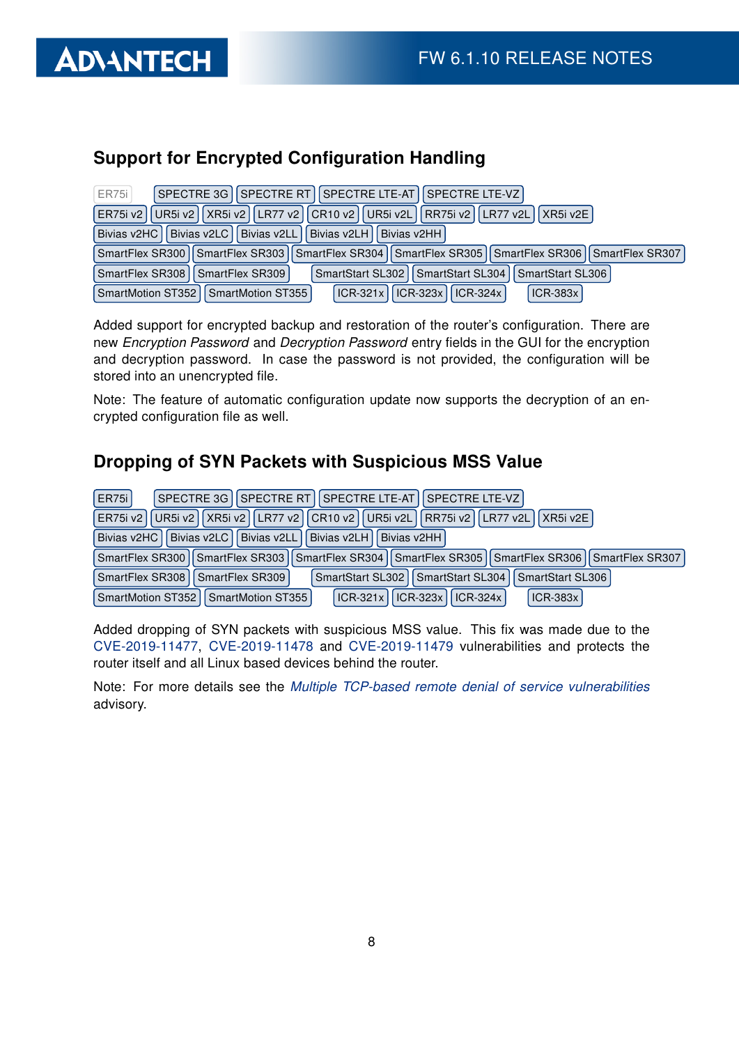## Support for Encrypted Configuration Handling

ER75i SPECTRE 3G SPECTRE RT SPECTRE LTE-AT SPECTRE LTE-VZ
ER75i v2 UR5i v2 XR5i v2 LR77 v2 CR10 v2 UR5i v2L RR75i v2 LR77 v2L XR5i v2E
Bivias v2HC Bivias v2LC Bivias v2LL Bivias v2LH Bivias v2HH
SmartFlex SR300 SmartFlex SR303 SmartFlex SR304 SmartFlex SR305 SmartFlex SR306 SmartFlex SR307
SmartFlex SR308 SmartFlex SR309 SmartStart SL302 SmartStart SL304 SmartStart SL306
SmartMotion ST352 SmartMotion ST355 ICR-321x ICR-323x ICR-324x ICR-383x

Added support for encrypted backup and restoration of the router's configuration. There are new *Encryption Password* and *Decryption Password* entry fields in the GUI for the encryption and decryption password. In case the password is not provided, the configuration will be stored into an unencrypted file.

Note: The feature of automatic configuration update now supports the decryption of an encrypted configuration file as well.

## Dropping of SYN Packets with Suspicious MSS Value

ER75i SPECTRE 3G SPECTRE RT SPECTRE LTE-AT SPECTRE LTE-VZ
ER75i v2 UR5i v2 XR5i v2 LR77 v2 CR10 v2 UR5i v2L RR75i v2 LR77 v2L XR5i v2E
Bivias v2HC Bivias v2LC Bivias v2LL Bivias v2LH Bivias v2HH
SmartFlex SR300 SmartFlex SR303 SmartFlex SR304 SmartFlex SR305 SmartFlex SR306 SmartFlex SR307
SmartFlex SR308 SmartFlex SR309 SmartStart SL302 SmartStart SL304 SmartStart SL306
SmartMotion ST352 SmartMotion ST355 ICR-321x ICR-323x ICR-324x ICR-383x

Added dropping of SYN packets with suspicious MSS value. This fix was made due to the CVE-2019-11477, CVE-2019-11478 and CVE-2019-11479 vulnerabilities and protects the router itself and all Linux based devices behind the router.

Note: For more details see the *Multiple TCP-based remote denial of service vulnerabilities* advisory.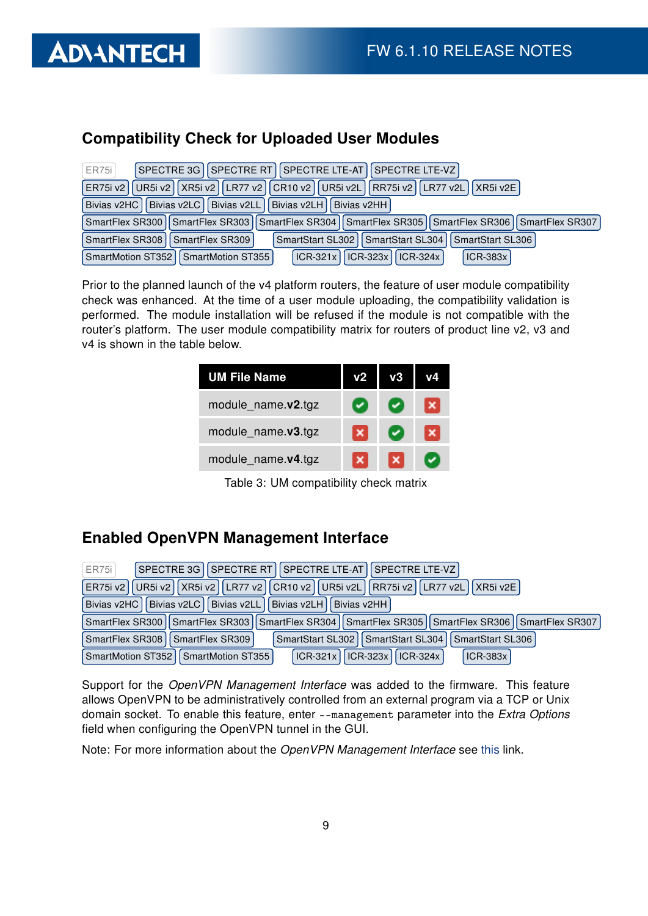## Compatibility Check for Uploaded User Modules

ER75i | SPECTRE 3G | SPECTRE RT | SPECTRE LTE-AT | SPECTRE LTE-VZ
ER75i v2 | UR5i v2 | XR5i v2 | LR77 v2 | CR10 v2 | UR5i v2L | RR75i v2 | LR77 v2L | XR5i v2E
Bivias v2HC | Bivias v2LC | Bivias v2LL | Bivias v2LH | Bivias v2HH
SmartFlex SR300 | SmartFlex SR303 | SmartFlex SR304 | SmartFlex SR305 | SmartFlex SR306 | SmartFlex SR307
SmartFlex SR308 | SmartFlex SR309 | SmartStart SL302 | SmartStart SL304 | SmartStart SL306
SmartMotion ST352 | SmartMotion ST355 | ICR-321x | ICR-323x | ICR-324x | ICR-383x

Prior to the planned launch of the v4 platform routers, the feature of user module compatibility check was enhanced. At the time of a user module uploading, the compatibility validation is performed. The module installation will be refused if the module is not compatible with the router's platform. The user module compatibility matrix for routers of product line v2, v3 and v4 is shown in the table below.

| UM File Name | v2 | v3 | v4 |
|---|---|---|---|
| module_name.**v2**.tgz | ✔ | ✔ | ✘ |
| module_name.**v3**.tgz | ✘ | ✔ | ✘ |
| module_name.**v4**.tgz | ✘ | ✘ | ✔ |

Table 3: UM compatibility check matrix

## Enabled OpenVPN Management Interface

ER75i | SPECTRE 3G | SPECTRE RT | SPECTRE LTE-AT | SPECTRE LTE-VZ
ER75i v2 | UR5i v2 | XR5i v2 | LR77 v2 | CR10 v2 | UR5i v2L | RR75i v2 | LR77 v2L | XR5i v2E
Bivias v2HC | Bivias v2LC | Bivias v2LL | Bivias v2LH | Bivias v2HH
SmartFlex SR300 | SmartFlex SR303 | SmartFlex SR304 | SmartFlex SR305 | SmartFlex SR306 | SmartFlex SR307
SmartFlex SR308 | SmartFlex SR309 | SmartStart SL302 | SmartStart SL304 | SmartStart SL306
SmartMotion ST352 | SmartMotion ST355 | ICR-321x | ICR-323x | ICR-324x | ICR-383x

Support for the *OpenVPN Management Interface* was added to the firmware. This feature allows OpenVPN to be administratively controlled from an external program via a TCP or Unix domain socket. To enable this feature, enter `--management` parameter into the *Extra Options* field when configuring the OpenVPN tunnel in the GUI.

Note: For more information about the *OpenVPN Management Interface* see this link.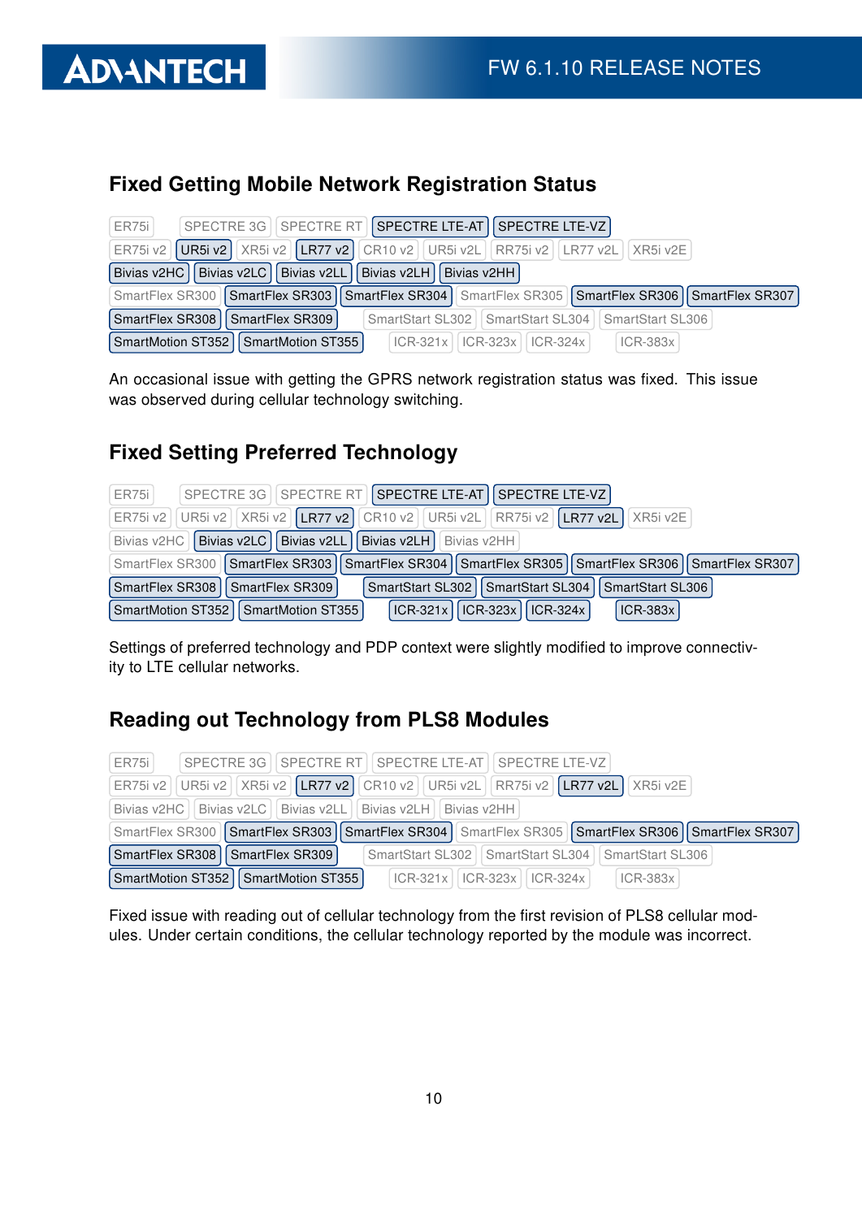## Fixed Getting Mobile Network Registration Status

ER75i SPECTRE 3G SPECTRE RT **SPECTRE LTE-AT** **SPECTRE LTE-VZ**
ER75i v2 **UR5i v2** XR5i v2 **LR77 v2** CR10 v2 UR5i v2L RR75i v2 LR77 v2L XR5i v2E
**Bivias v2HC** **Bivias v2LC** **Bivias v2LL** **Bivias v2LH** **Bivias v2HH**
SmartFlex SR300 **SmartFlex SR303** **SmartFlex SR304** SmartFlex SR305 **SmartFlex SR306** **SmartFlex SR307**
**SmartFlex SR308** **SmartFlex SR309** SmartStart SL302 SmartStart SL304 SmartStart SL306
**SmartMotion ST352** **SmartMotion ST355** ICR-321x ICR-323x ICR-324x ICR-383x

An occasional issue with getting the GPRS network registration status was fixed. This issue was observed during cellular technology switching.

## Fixed Setting Preferred Technology

ER75i SPECTRE 3G SPECTRE RT **SPECTRE LTE-AT** **SPECTRE LTE-VZ**
ER75i v2 UR5i v2 XR5i v2 **LR77 v2** CR10 v2 UR5i v2L RR75i v2 **LR77 v2L** XR5i v2E
Bivias v2HC **Bivias v2LC** **Bivias v2LL** **Bivias v2LH** Bivias v2HH
SmartFlex SR300 **SmartFlex SR303** **SmartFlex SR304** **SmartFlex SR305** **SmartFlex SR306** **SmartFlex SR307**
**SmartFlex SR308** **SmartFlex SR309** **SmartStart SL302** **SmartStart SL304** **SmartStart SL306**
**SmartMotion ST352** **SmartMotion ST355** **ICR-321x** **ICR-323x** **ICR-324x** **ICR-383x**

Settings of preferred technology and PDP context were slightly modified to improve connectivity to LTE cellular networks.

## Reading out Technology from PLS8 Modules

ER75i SPECTRE 3G SPECTRE RT SPECTRE LTE-AT SPECTRE LTE-VZ
ER75i v2 UR5i v2 XR5i v2 **LR77 v2** CR10 v2 UR5i v2L RR75i v2 **LR77 v2L** XR5i v2E
Bivias v2HC Bivias v2LC Bivias v2LL Bivias v2LH Bivias v2HH
SmartFlex SR300 **SmartFlex SR303** **SmartFlex SR304** SmartFlex SR305 **SmartFlex SR306** **SmartFlex SR307**
**SmartFlex SR308** **SmartFlex SR309** SmartStart SL302 SmartStart SL304 SmartStart SL306
**SmartMotion ST352** **SmartMotion ST355** ICR-321x ICR-323x ICR-324x ICR-383x

Fixed issue with reading out of cellular technology from the first revision of PLS8 cellular modules. Under certain conditions, the cellular technology reported by the module was incorrect.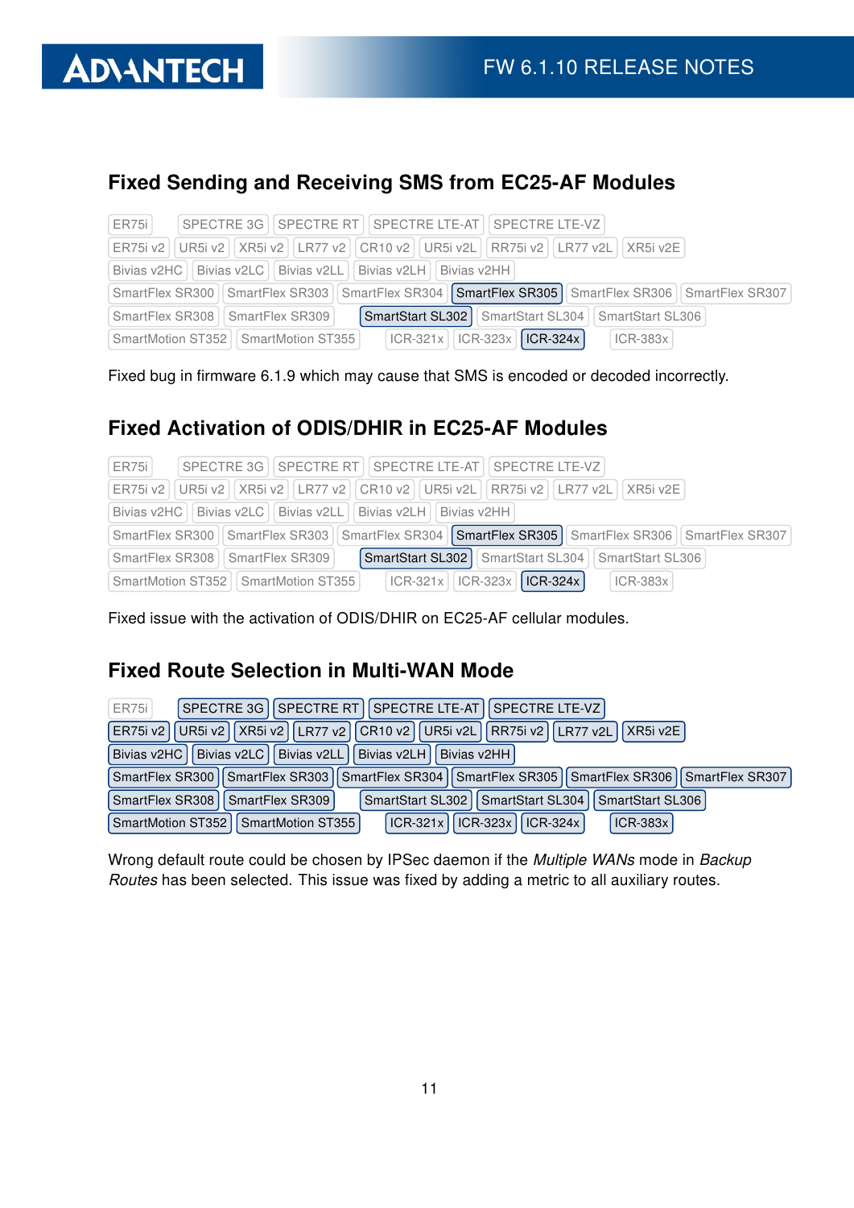## Fixed Sending and Receiving SMS from EC25-AF Modules

ER75i SPECTRE 3G SPECTRE RT SPECTRE LTE-AT SPECTRE LTE-VZ
ER75i v2 UR5i v2 XR5i v2 LR77 v2 CR10 v2 UR5i v2L RR75i v2 LR77 v2L XR5i v2E
Bivias v2HC Bivias v2LC Bivias v2LL Bivias v2LH Bivias v2HH
SmartFlex SR300 SmartFlex SR303 SmartFlex SR304 **SmartFlex SR305** SmartFlex SR306 SmartFlex SR307
SmartFlex SR308 SmartFlex SR309 **SmartStart SL302** SmartStart SL304 SmartStart SL306
SmartMotion ST352 SmartMotion ST355 ICR-321x ICR-323x **ICR-324x** ICR-383x

Fixed bug in firmware 6.1.9 which may cause that SMS is encoded or decoded incorrectly.

## Fixed Activation of ODIS/DHIR in EC25-AF Modules

ER75i SPECTRE 3G SPECTRE RT SPECTRE LTE-AT SPECTRE LTE-VZ
ER75i v2 UR5i v2 XR5i v2 LR77 v2 CR10 v2 UR5i v2L RR75i v2 LR77 v2L XR5i v2E
Bivias v2HC Bivias v2LC Bivias v2LL Bivias v2LH Bivias v2HH
SmartFlex SR300 SmartFlex SR303 SmartFlex SR304 **SmartFlex SR305** SmartFlex SR306 SmartFlex SR307
SmartFlex SR308 SmartFlex SR309 **SmartStart SL302** SmartStart SL304 SmartStart SL306
SmartMotion ST352 SmartMotion ST355 ICR-321x ICR-323x **ICR-324x** ICR-383x

Fixed issue with the activation of ODIS/DHIR on EC25-AF cellular modules.

## Fixed Route Selection in Multi-WAN Mode

ER75i **SPECTRE 3G** **SPECTRE RT** **SPECTRE LTE-AT** **SPECTRE LTE-VZ**
**ER75i v2** **UR5i v2** **XR5i v2** **LR77 v2** **CR10 v2** **UR5i v2L** **RR75i v2** **LR77 v2L** **XR5i v2E**
**Bivias v2HC** **Bivias v2LC** **Bivias v2LL** **Bivias v2LH** **Bivias v2HH**
**SmartFlex SR300** **SmartFlex SR303** **SmartFlex SR304** **SmartFlex SR305** **SmartFlex SR306** **SmartFlex SR307**
**SmartFlex SR308** **SmartFlex SR309** **SmartStart SL302** **SmartStart SL304** **SmartStart SL306**
**SmartMotion ST352** **SmartMotion ST355** **ICR-321x** **ICR-323x** **ICR-324x** **ICR-383x**

Wrong default route could be chosen by IPSec daemon if the *Multiple WANs* mode in *Backup Routes* has been selected. This issue was fixed by adding a metric to all auxiliary routes.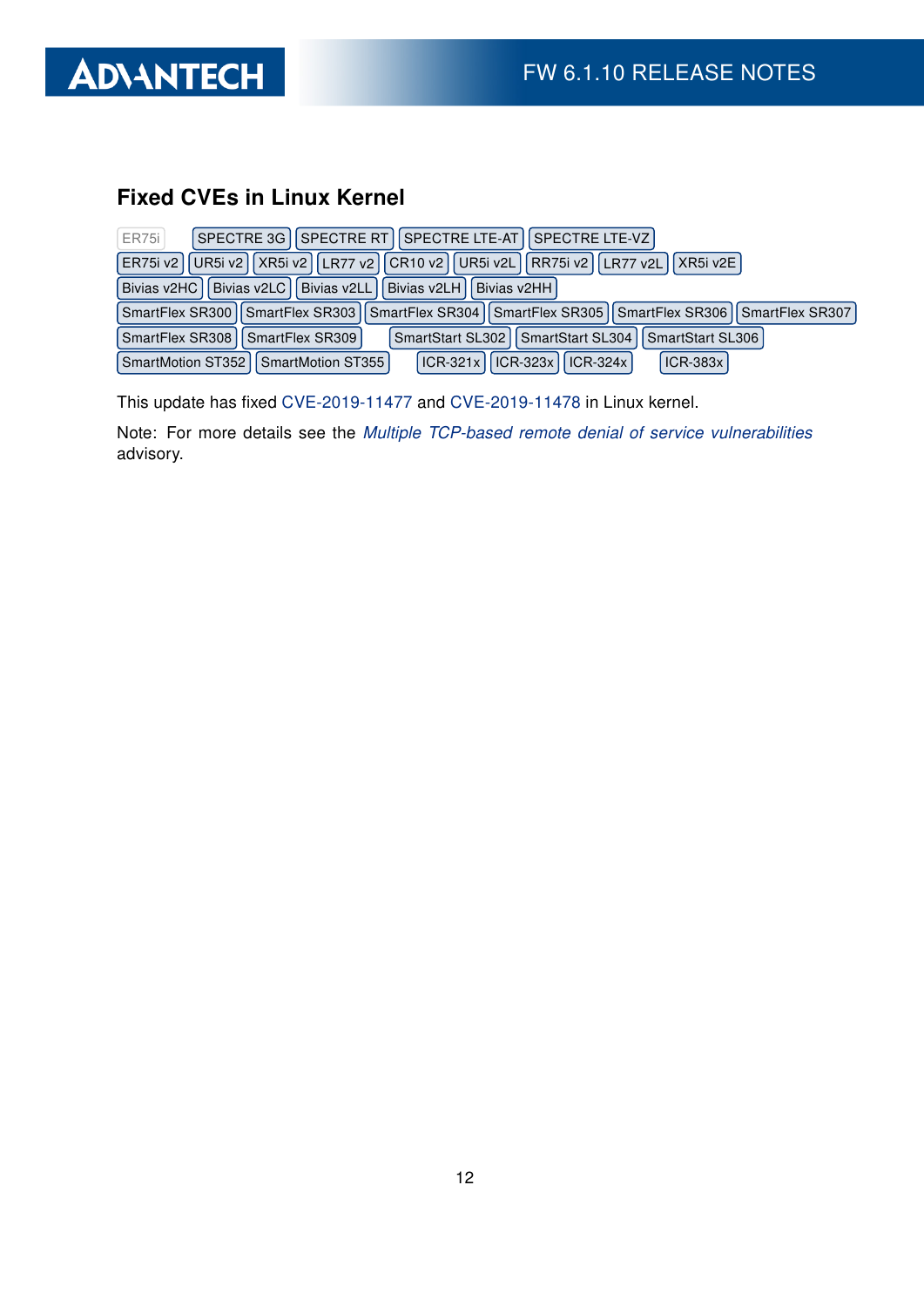## Fixed CVEs in Linux Kernel

ER75i SPECTRE 3G SPECTRE RT SPECTRE LTE-AT SPECTRE LTE-VZ
ER75i v2 UR5i v2 XR5i v2 LR77 v2 CR10 v2 UR5i v2L RR75i v2 LR77 v2L XR5i v2E
Bivias v2HC Bivias v2LC Bivias v2LL Bivias v2LH Bivias v2HH
SmartFlex SR300 SmartFlex SR303 SmartFlex SR304 SmartFlex SR305 SmartFlex SR306 SmartFlex SR307
SmartFlex SR308 SmartFlex SR309 SmartStart SL302 SmartStart SL304 SmartStart SL306
SmartMotion ST352 SmartMotion ST355 ICR-321x ICR-323x ICR-324x ICR-383x

This update has fixed CVE-2019-11477 and CVE-2019-11478 in Linux kernel.

Note: For more details see the *Multiple TCP-based remote denial of service vulnerabilities* advisory.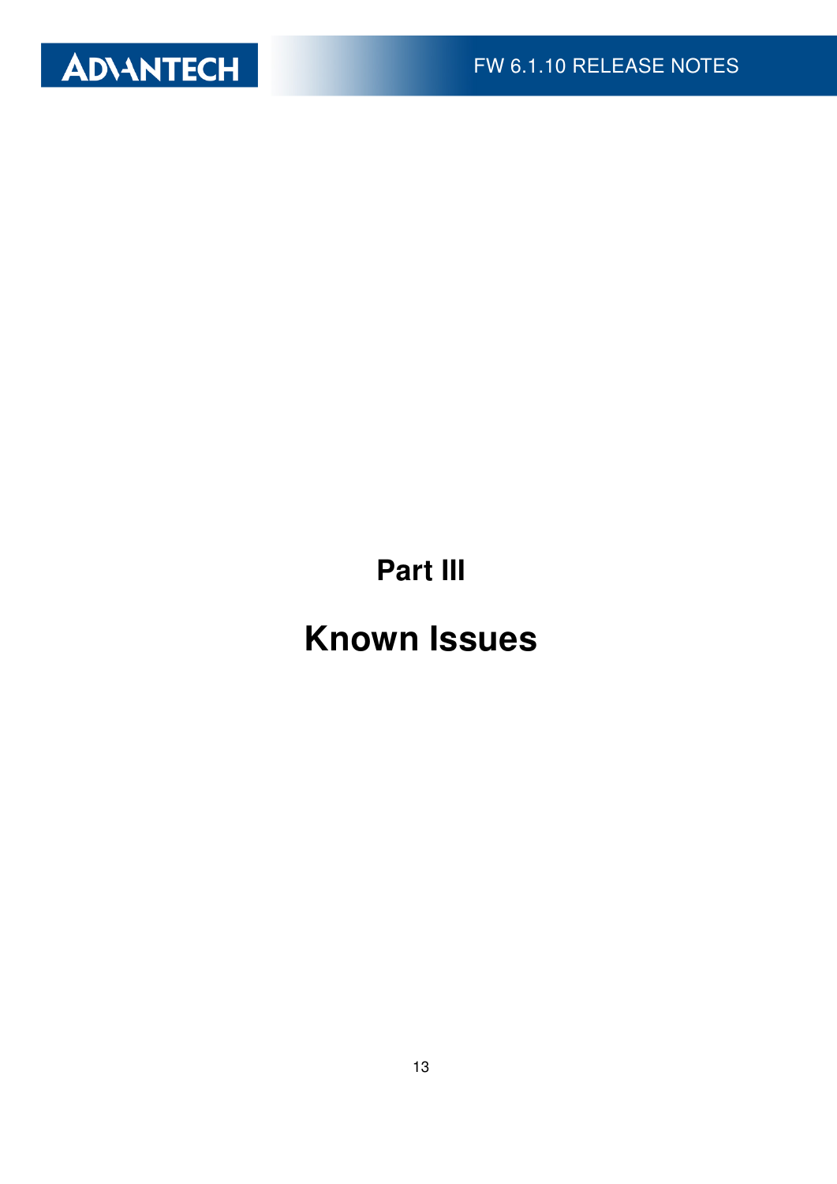# Part III

# Known Issues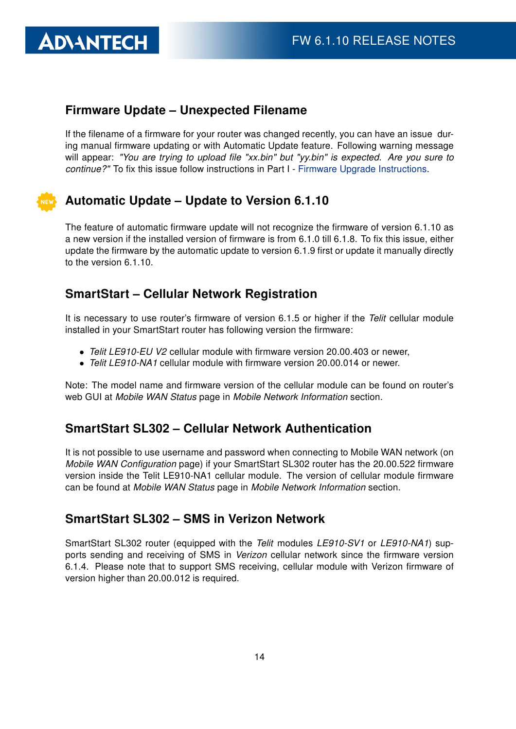## Firmware Update – Unexpected Filename

If the filename of a firmware for your router was changed recently, you can have an issue during manual firmware updating or with Automatic Update feature. Following warning message will appear: *"You are trying to upload file "xx.bin" but "yy.bin" is expected. Are you sure to continue?"* To fix this issue follow instructions in Part I - Firmware Upgrade Instructions.

## Automatic Update – Update to Version 6.1.10

The feature of automatic firmware update will not recognize the firmware of version 6.1.10 as a new version if the installed version of firmware is from 6.1.0 till 6.1.8. To fix this issue, either update the firmware by the automatic update to version 6.1.9 first or update it manually directly to the version 6.1.10.

## SmartStart – Cellular Network Registration

It is necessary to use router's firmware of version 6.1.5 or higher if the *Telit* cellular module installed in your SmartStart router has following version the firmware:

- *Telit LE910-EU V2* cellular module with firmware version 20.00.403 or newer,
- *Telit LE910-NA1* cellular module with firmware version 20.00.014 or newer.

Note: The model name and firmware version of the cellular module can be found on router's web GUI at *Mobile WAN Status* page in *Mobile Network Information* section.

## SmartStart SL302 – Cellular Network Authentication

It is not possible to use username and password when connecting to Mobile WAN network (on *Mobile WAN Configuration* page) if your SmartStart SL302 router has the 20.00.522 firmware version inside the Telit LE910-NA1 cellular module. The version of cellular module firmware can be found at *Mobile WAN Status* page in *Mobile Network Information* section.

## SmartStart SL302 – SMS in Verizon Network

SmartStart SL302 router (equipped with the *Telit* modules *LE910-SV1* or *LE910-NA1*) supports sending and receiving of SMS in *Verizon* cellular network since the firmware version 6.1.4. Please note that to support SMS receiving, cellular module with Verizon firmware of version higher than 20.00.012 is required.